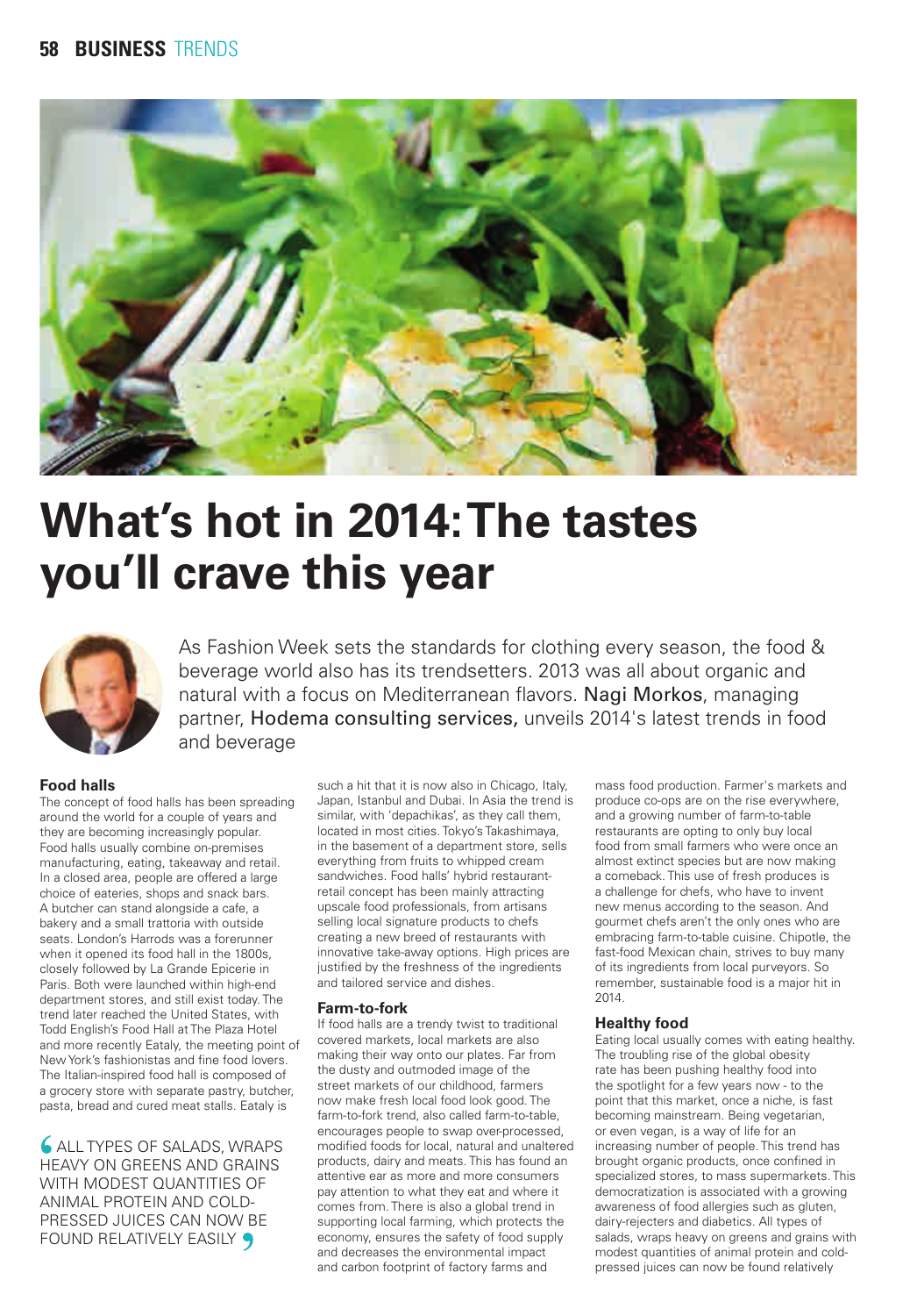# What's hot in 2014: The tastes you'll crave this year

As Fashion Week sets the standards for clothing every season, the food & beverage world also has its trendsetters. 2013 was all about organic and natural with a focus on Mediterranean flavors. Nagi Morkos, managing partner, Hodema consulting services, unveils 2014's latest trends in food and beverage

### Food halls

The concept of food halls has been spreading around the world for a couple of years and they are becoming increasingly popular. Food halls usually combine on-premises manufacturing, eating, takeaway and retail. In a closed area, people are offered a large choice of eateries, shops and snack bars. A butcher can stand alongside a cafe, a bakery and a small trattoria with outside seats. London's Harrods was a forerunner when it opened its food hall in the 1800s, closely followed by La Grande Epicerie in Paris. Both were launched within high-end department stores, and still exist today. The trend later reached the United States, with Todd English's Food Hall at The Plaza Hotel and more recently Eataly, the meeting point of New York's fashionistas and fine food lovers. The Italian-inspired food hall is composed of a grocery store with separate pastry, butcher, pasta, bread and cured meat stalls. Eataly is such a hit that it is now also in Chicago, Italy, Japan, Istanbul and Dubai. In Asia the trend is similar, with 'depachikas', as they call them, located in most cities. Tokyo's Takashimaya, in the basement of a department store, sells everything from fruits to whipped cream sandwiches. Food halls' hybrid restaurant-retail concept has been mainly attracting upscale food professionals, from artisans selling local signature products to chefs creating a new breed of restaurants with innovative take-away options. High prices are justified by the freshness of the ingredients and tailored service and dishes.

> ALL TYPES OF SALADS, WRAPS HEAVY ON GREENS AND GRAINS WITH MODEST QUANTITIES OF ANIMAL PROTEIN AND COLD-PRESSED JUICES CAN NOW BE FOUND RELATIVELY EASILY

### Farm-to-fork

If food halls are a trendy twist to traditional covered markets, local markets are also making their way onto our plates. Far from the dusty and outmoded image of the street markets of our childhood, farmers now make fresh local food look good. The farm-to-fork trend, also called farm-to-table, encourages people to swap over-processed, modified foods for local, natural and unaltered products, dairy and meats. This has found an attentive ear as more and more consumers pay attention to what they eat and where it comes from. There is also a global trend in supporting local farming, which protects the economy, ensures the safety of food supply and decreases the environmental impact and carbon footprint of factory farms and mass food production. Farmer's markets and produce co-ops are on the rise everywhere, and a growing number of farm-to-table restaurants are opting to only buy local food from small farmers who were once an almost extinct species but are now making a comeback. This use of fresh produces is a challenge for chefs, who have to invent new menus according to the season. And gourmet chefs aren't the only ones who are embracing farm-to-table cuisine. Chipotle, the fast-food Mexican chain, strives to buy many of its ingredients from local purveyors. So remember, sustainable food is a major hit in 2014.

### Healthy food

Eating local usually comes with eating healthy. The troubling rise of the global obesity rate has been pushing healthy food into the spotlight for a few years now - to the point that this market, once a niche, is fast becoming mainstream. Being vegetarian, or even vegan, is a way of life for an increasing number of people. This trend has brought organic products, once confined in specialized stores, to mass supermarkets. This democratization is associated with a growing awareness of food allergies such as gluten, dairy-rejecters and diabetics. All types of salads, wraps heavy on greens and grains with modest quantities of animal protein and cold-pressed juices can now be found relatively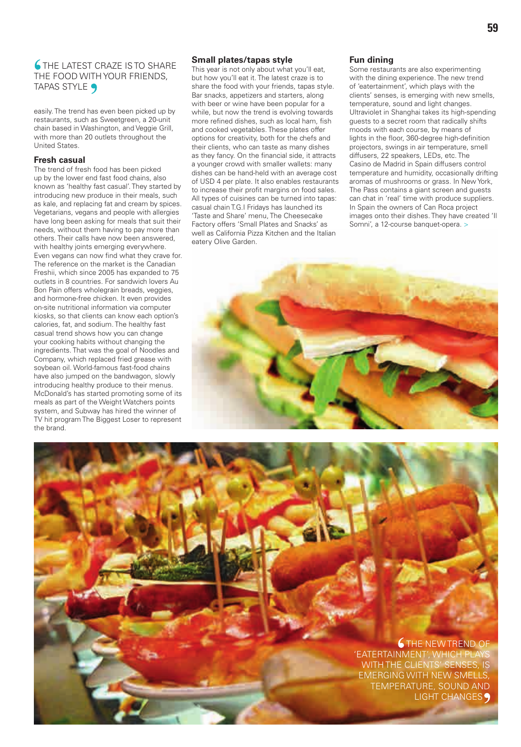> THE LATEST CRAZE IS TO SHARE THE FOOD WITH YOUR FRIENDS, TAPAS STYLE

easily. The trend has even been picked up by restaurants, such as Sweetgreen, a 20-unit chain based in Washington, and Veggie Grill, with more than 20 outlets throughout the United States.

### Fresh casual

The trend of fresh food has been picked up by the lower end fast food chains, also known as 'healthy fast casual'. They started by introducing new produce in their meals, such as kale, and replacing fat and cream by spices. Vegetarians, vegans and people with allergies have long been asking for meals that suit their needs, without them having to pay more than others. Their calls have now been answered, with healthy joints emerging everywhere. Even vegans can now find what they crave for. The reference on the market is the Canadian Freshii, which since 2005 has expanded to 75 outlets in 8 countries. For sandwich lovers Au Bon Pain offers wholegrain breads, veggies, and hormone-free chicken. It even provides on-site nutritional information via computer kiosks, so that clients can know each option's calories, fat, and sodium. The healthy fast casual trend shows how you can change your cooking habits without changing the ingredients. That was the goal of Noodles and Company, which replaced fried grease with soybean oil. World-famous fast-food chains have also jumped on the bandwagon, slowly introducing healthy produce to their menus. McDonald's has started promoting some of its meals as part of the Weight Watchers points system, and Subway has hired the winner of TV hit program The Biggest Loser to represent the brand.

### Small plates/tapas style

This year is not only about what you'll eat, but how you'll eat it. The latest craze is to share the food with your friends, tapas style. Bar snacks, appetizers and starters, along with beer or wine have been popular for a while, but now the trend is evolving towards more refined dishes, such as local ham, fish and cooked vegetables. These plates offer options for creativity, both for the chefs and their clients, who can taste as many dishes as they fancy. On the financial side, it attracts a younger crowd with smaller wallets: many dishes can be hand-held with an average cost of USD 4 per plate. It also enables restaurants to increase their profit margins on food sales. All types of cuisines can be turned into tapas: casual chain T.G.I Fridays has launched its 'Taste and Share' menu, The Cheesecake Factory offers 'Small Plates and Snacks' as well as California Pizza Kitchen and the Italian eatery Olive Garden.

### Fun dining

Some restaurants are also experimenting with the dining experience. The new trend of 'eatertainment', which plays with the clients' senses, is emerging with new smells, temperature, sound and light changes. Ultraviolet in Shanghai takes its high-spending guests to a secret room that radically shifts moods with each course, by means of lights in the floor, 360-degree high-definition projectors, swings in air temperature, smell diffusers, 22 speakers, LEDs, etc. The Casino de Madrid in Spain diffusers control temperature and humidity, occasionally drifting aromas of mushrooms or grass. In New York, The Pass contains a giant screen and guests can chat in 'real' time with produce suppliers. In Spain the owners of Can Roca project images onto their dishes. They have created 'Il Somni', a 12-course banquet-opera. >

> THE NEW TREND OF 'EATERTAINMENT', WHICH PLAYS WITH THE CLIENTS' SENSES, IS EMERGING WITH NEW SMELLS, TEMPERATURE, SOUND AND LIGHT CHANGES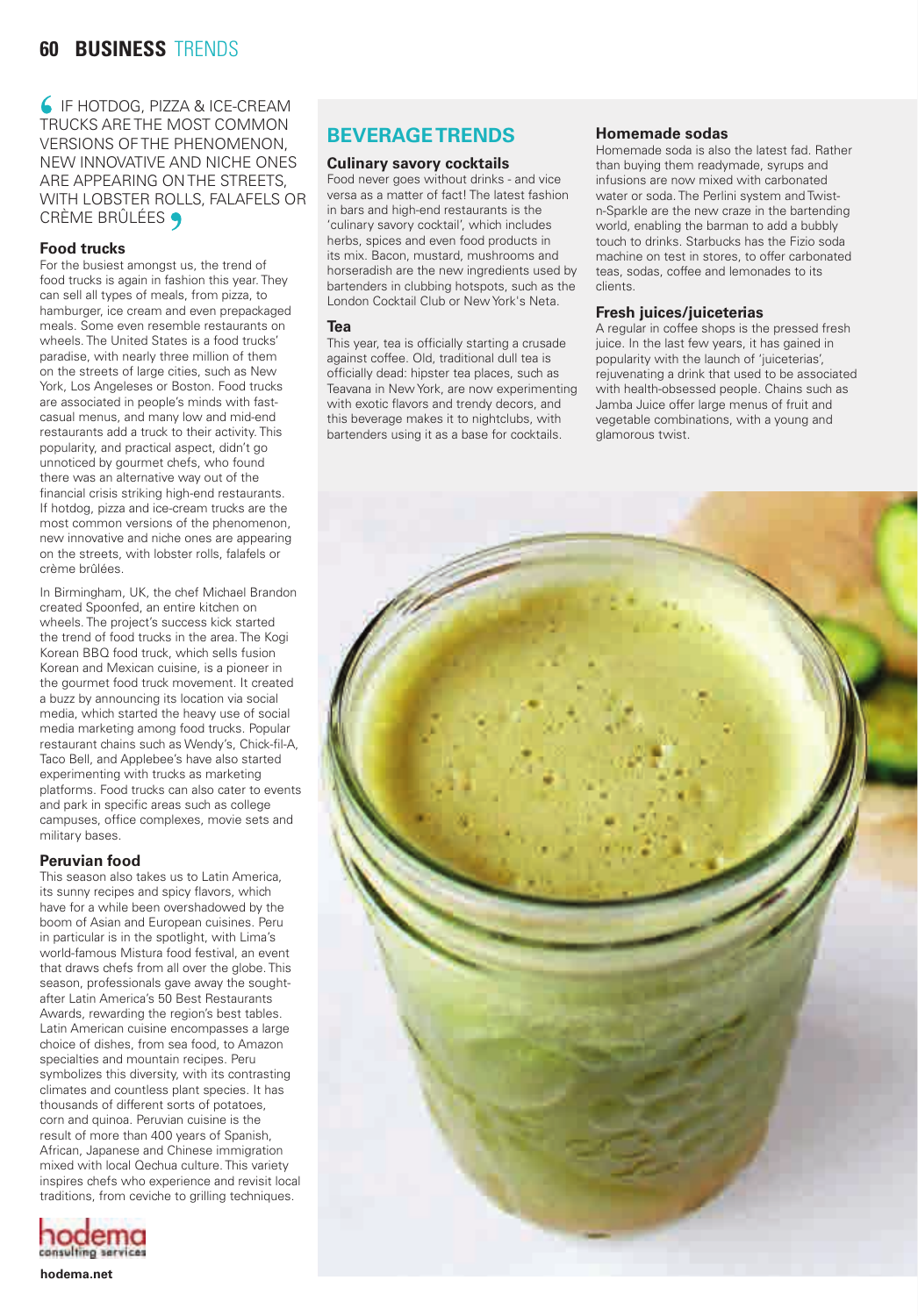> IF HOTDOG, PIZZA & ICE-CREAM TRUCKS ARE THE MOST COMMON VERSIONS OF THE PHENOMENON, NEW INNOVATIVE AND NICHE ONES ARE APPEARING ON THE STREETS, WITH LOBSTER ROLLS, FALAFELS OR CRÈME BRÛLÉES

### Food trucks

For the busiest amongst us, the trend of food trucks is again in fashion this year. They can sell all types of meals, from pizza, to hamburger, ice cream and even prepackaged meals. Some even resemble restaurants on wheels. The United States is a food trucks' paradise, with nearly three million of them on the streets of large cities, such as New York, Los Angeles or Boston. Food trucks are associated in people's minds with fast-casual menus, and many low and mid-end restaurants add a truck to their activity. This popularity, and practical aspect, didn't go unnoticed by gourmet chefs, who found there was an alternative way out of the financial crisis striking high-end restaurants. If hotdog, pizza and ice-cream trucks are the most common versions of the phenomenon, new innovative and niche ones are appearing on the streets, with lobster rolls, falafels or crème brûlées.

In Birmingham, UK, the chef Michael Brandon created Spoonfed, an entire kitchen on wheels. The project's success kick started the trend of food trucks in the area. The Kogi Korean BBQ food truck, which sells fusion Korean and Mexican cuisine, is a pioneer in the gourmet food truck movement. It created a buzz by announcing its location via social media, which started the heavy use of social media marketing among food trucks. Popular restaurant chains such as Wendy's, Chick-fil-A, Taco Bell, and Applebee's have also started experimenting with trucks as marketing platforms. Food trucks can also cater to events and park in specific areas such as college campuses, office complexes, movie sets and military bases.

### Peruvian food

This season also takes us to Latin America, its sunny recipes and spicy flavors, which have for a while been overshadowed by the boom of Asian and European cuisines. Peru in particular is in the spotlight, with Lima's world-famous Mistura food festival, an event that draws chefs from all over the globe. This season, professionals gave away the sought-after Latin America's 50 Best Restaurants Awards, rewarding the region's best tables. Latin American cuisine encompasses a large choice of dishes, from sea food, to Amazon specialties and mountain recipes. Peru symbolizes this diversity, with its contrasting climates and countless plant species. It has thousands of different sorts of potatoes, corn and quinoa. Peruvian cuisine is the result of more than 400 years of Spanish, African, Japanese and Chinese immigration mixed with local Qechua culture. This variety inspires chefs who experience and revisit local traditions, from ceviche to grilling techniques.

hodema consulting services

hodema.net

## BEVERAGE TRENDS

### Culinary savory cocktails

Food never goes without drinks - and vice versa as a matter of fact! The latest fashion in bars and high-end restaurants is the 'culinary savory cocktail', which includes herbs, spices and even food products in its mix. Bacon, mustard, mushrooms and horseradish are the new ingredients used by bartenders in clubbing hotspots, such as the London Cocktail Club or New York's Neta.

### Tea

This year, tea is officially starting a crusade against coffee. Old, traditional dull tea is officially dead: hipster tea places, such as Teavana in New York, are now experimenting with exotic flavors and trendy decors, and this beverage makes it to nightclubs, with bartenders using it as a base for cocktails.

### Homemade sodas

Homemade soda is also the latest fad. Rather than buying them readymade, syrups and infusions are now mixed with carbonated water or soda. The Perlini system and Twist-n-Sparkle are the new craze in the bartending world, enabling the barman to add a bubbly touch to drinks. Starbucks has the Fizio soda machine on test in stores, to offer carbonated teas, sodas, coffee and lemonades to its clients.

### Fresh juices/juiceterias

A regular in coffee shops is the pressed fresh juice. In the last few years, it has gained in popularity with the launch of 'juiceterias', rejuvenating a drink that used to be associated with health-obsessed people. Chains such as Jamba Juice offer large menus of fruit and vegetable combinations, with a young and glamorous twist.